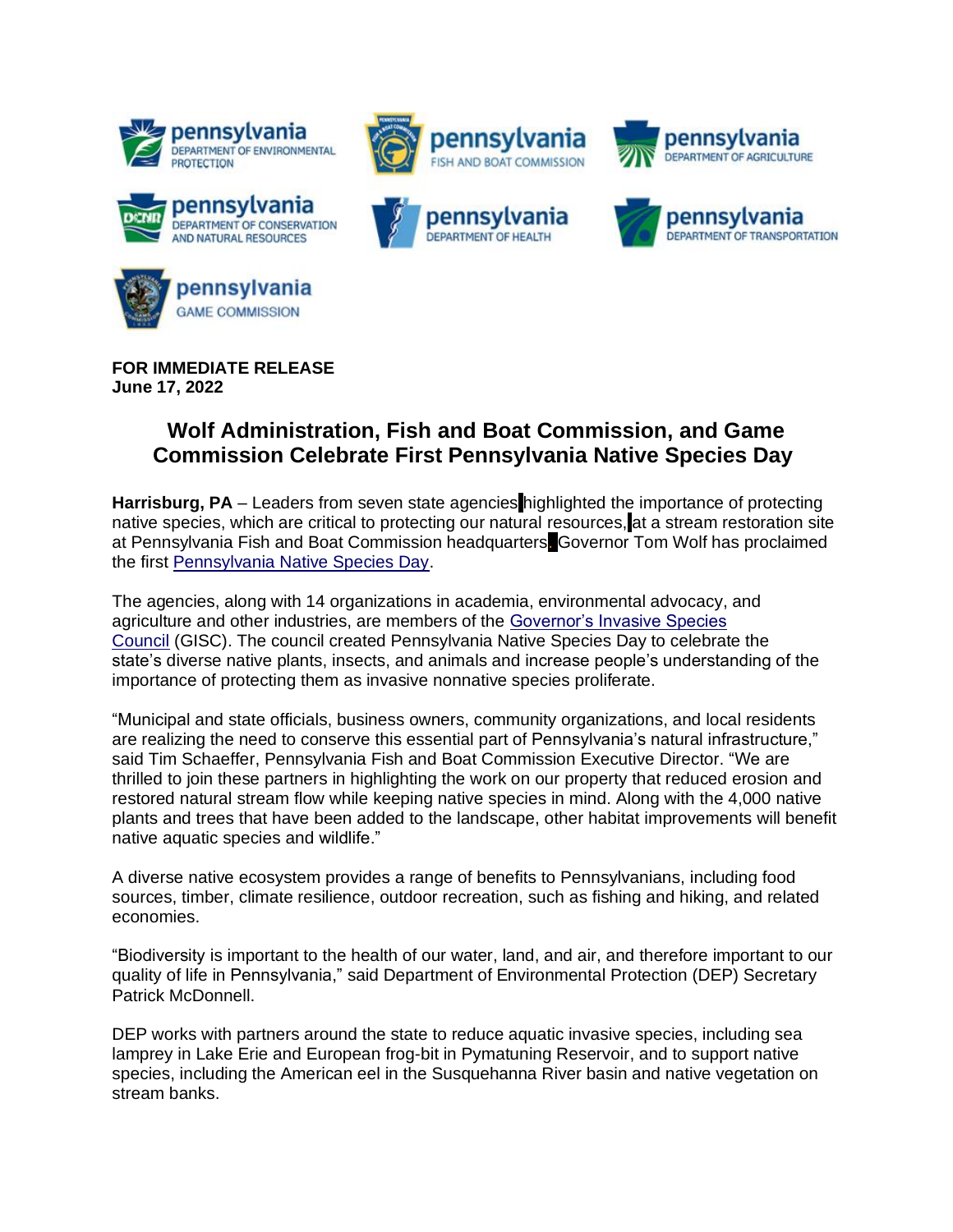pennsylvania DEPARTMENT OF ENVIRONMENTAL PROTECTION

pennsylvania FISH AND BOAT COMMISSION

pennsylvania DEPARTMENT OF AGRICULTURE

pennsylvania DEPARTMENT OF CONSERVATION AND NATURAL RESOURCES

pennsylvania DEPARTMENT OF HEALTH

pennsylvania DEPARTMENT OF TRANSPORTATION

pennsylvania GAME COMMISSION

**FOR IMMEDIATE RELEASE**
**June 17, 2022**

# Wolf Administration, Fish and Boat Commission, and Game Commission Celebrate First Pennsylvania Native Species Day

**Harrisburg, PA** – Leaders from seven state agencies highlighted the importance of protecting native species, which are critical to protecting our natural resources, at a stream restoration site at Pennsylvania Fish and Boat Commission headquarters. Governor Tom Wolf has proclaimed the first Pennsylvania Native Species Day.

The agencies, along with 14 organizations in academia, environmental advocacy, and agriculture and other industries, are members of the Governor's Invasive Species Council (GISC). The council created Pennsylvania Native Species Day to celebrate the state's diverse native plants, insects, and animals and increase people's understanding of the importance of protecting them as invasive nonnative species proliferate.

"Municipal and state officials, business owners, community organizations, and local residents are realizing the need to conserve this essential part of Pennsylvania's natural infrastructure," said Tim Schaeffer, Pennsylvania Fish and Boat Commission Executive Director. "We are thrilled to join these partners in highlighting the work on our property that reduced erosion and restored natural stream flow while keeping native species in mind. Along with the 4,000 native plants and trees that have been added to the landscape, other habitat improvements will benefit native aquatic species and wildlife."

A diverse native ecosystem provides a range of benefits to Pennsylvanians, including food sources, timber, climate resilience, outdoor recreation, such as fishing and hiking, and related economies.

"Biodiversity is important to the health of our water, land, and air, and therefore important to our quality of life in Pennsylvania," said Department of Environmental Protection (DEP) Secretary Patrick McDonnell.

DEP works with partners around the state to reduce aquatic invasive species, including sea lamprey in Lake Erie and European frog-bit in Pymatuning Reservoir, and to support native species, including the American eel in the Susquehanna River basin and native vegetation on stream banks.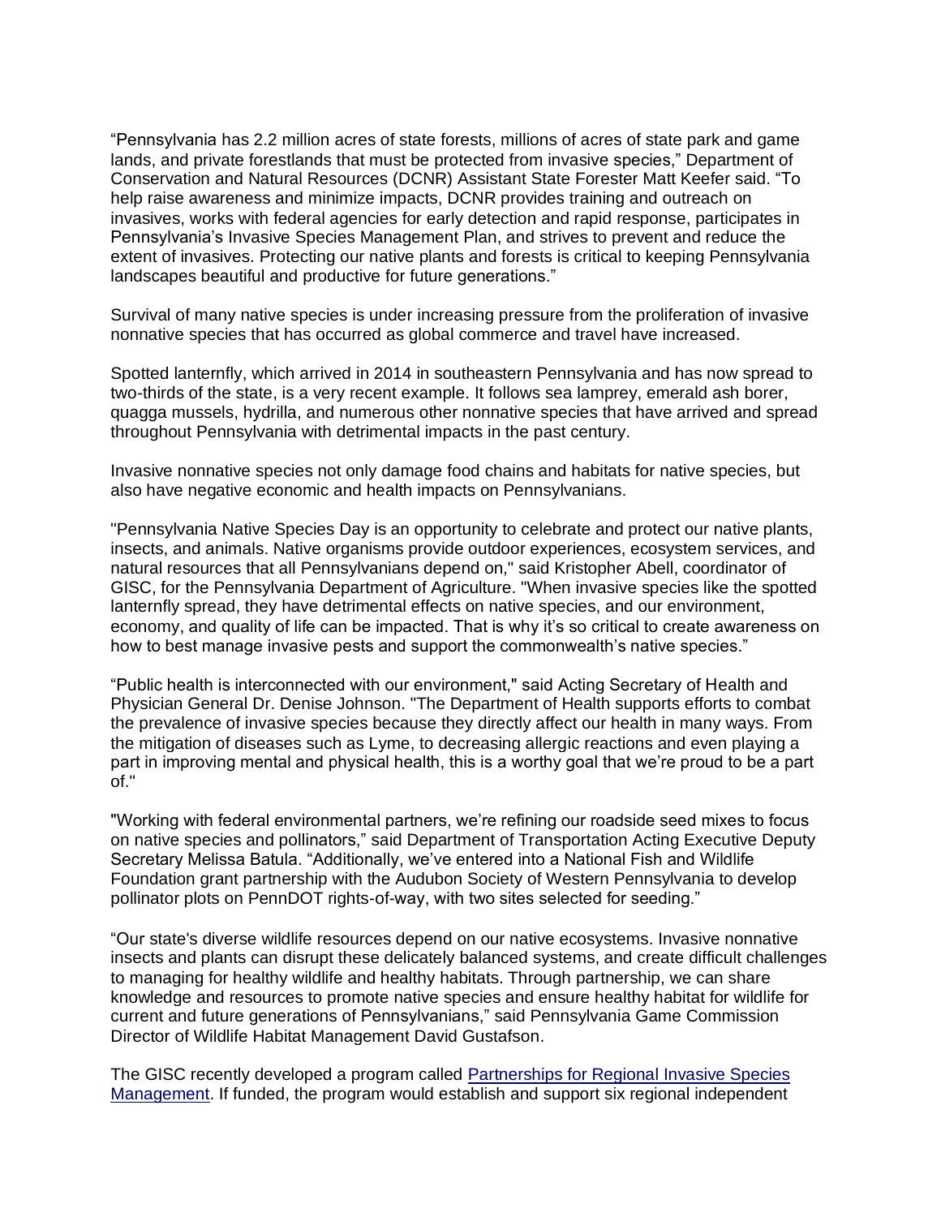"Pennsylvania has 2.2 million acres of state forests, millions of acres of state park and game lands, and private forestlands that must be protected from invasive species," Department of Conservation and Natural Resources (DCNR) Assistant State Forester Matt Keefer said. "To help raise awareness and minimize impacts, DCNR provides training and outreach on invasives, works with federal agencies for early detection and rapid response, participates in Pennsylvania's Invasive Species Management Plan, and strives to prevent and reduce the extent of invasives. Protecting our native plants and forests is critical to keeping Pennsylvania landscapes beautiful and productive for future generations."

Survival of many native species is under increasing pressure from the proliferation of invasive nonnative species that has occurred as global commerce and travel have increased.

Spotted lanternfly, which arrived in 2014 in southeastern Pennsylvania and has now spread to two-thirds of the state, is a very recent example. It follows sea lamprey, emerald ash borer, quagga mussels, hydrilla, and numerous other nonnative species that have arrived and spread throughout Pennsylvania with detrimental impacts in the past century.

Invasive nonnative species not only damage food chains and habitats for native species, but also have negative economic and health impacts on Pennsylvanians.

"Pennsylvania Native Species Day is an opportunity to celebrate and protect our native plants, insects, and animals. Native organisms provide outdoor experiences, ecosystem services, and natural resources that all Pennsylvanians depend on," said Kristopher Abell, coordinator of GISC, for the Pennsylvania Department of Agriculture. "When invasive species like the spotted lanternfly spread, they have detrimental effects on native species, and our environment, economy, and quality of life can be impacted. That is why it's so critical to create awareness on how to best manage invasive pests and support the commonwealth's native species."

"Public health is interconnected with our environment," said Acting Secretary of Health and Physician General Dr. Denise Johnson. "The Department of Health supports efforts to combat the prevalence of invasive species because they directly affect our health in many ways. From the mitigation of diseases such as Lyme, to decreasing allergic reactions and even playing a part in improving mental and physical health, this is a worthy goal that we're proud to be a part of."

"Working with federal environmental partners, we're refining our roadside seed mixes to focus on native species and pollinators," said Department of Transportation Acting Executive Deputy Secretary Melissa Batula. "Additionally, we've entered into a National Fish and Wildlife Foundation grant partnership with the Audubon Society of Western Pennsylvania to develop pollinator plots on PennDOT rights-of-way, with two sites selected for seeding."

"Our state's diverse wildlife resources depend on our native ecosystems. Invasive nonnative insects and plants can disrupt these delicately balanced systems, and create difficult challenges to managing for healthy wildlife and healthy habitats. Through partnership, we can share knowledge and resources to promote native species and ensure healthy habitat for wildlife for current and future generations of Pennsylvanians," said Pennsylvania Game Commission Director of Wildlife Habitat Management David Gustafson.

The GISC recently developed a program called Partnerships for Regional Invasive Species Management. If funded, the program would establish and support six regional independent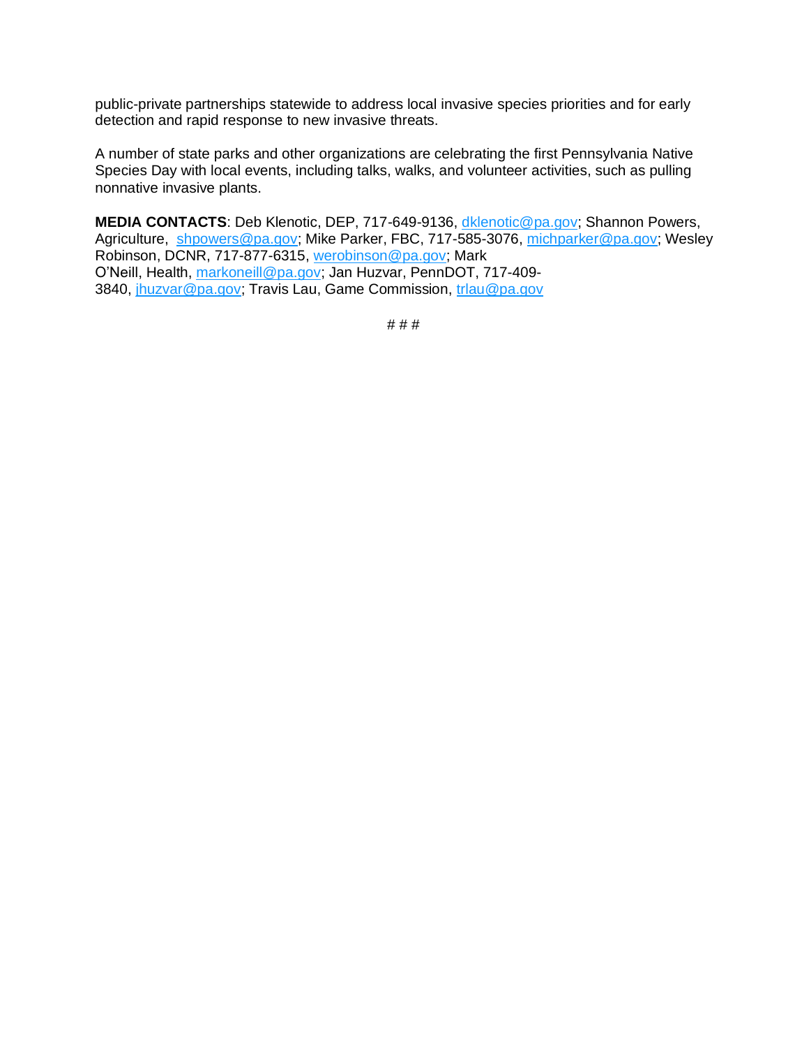public-private partnerships statewide to address local invasive species priorities and for early detection and rapid response to new invasive threats.

A number of state parks and other organizations are celebrating the first Pennsylvania Native Species Day with local events, including talks, walks, and volunteer activities, such as pulling nonnative invasive plants.

**MEDIA CONTACTS**: Deb Klenotic, DEP, 717-649-9136, dklenotic@pa.gov; Shannon Powers, Agriculture, shpowers@pa.gov; Mike Parker, FBC, 717-585-3076, michparker@pa.gov; Wesley Robinson, DCNR, 717-877-6315, werobinson@pa.gov; Mark O'Neill, Health, markoneill@pa.gov; Jan Huzvar, PennDOT, 717-409-3840, jhuzvar@pa.gov; Travis Lau, Game Commission, trlau@pa.gov

# # #